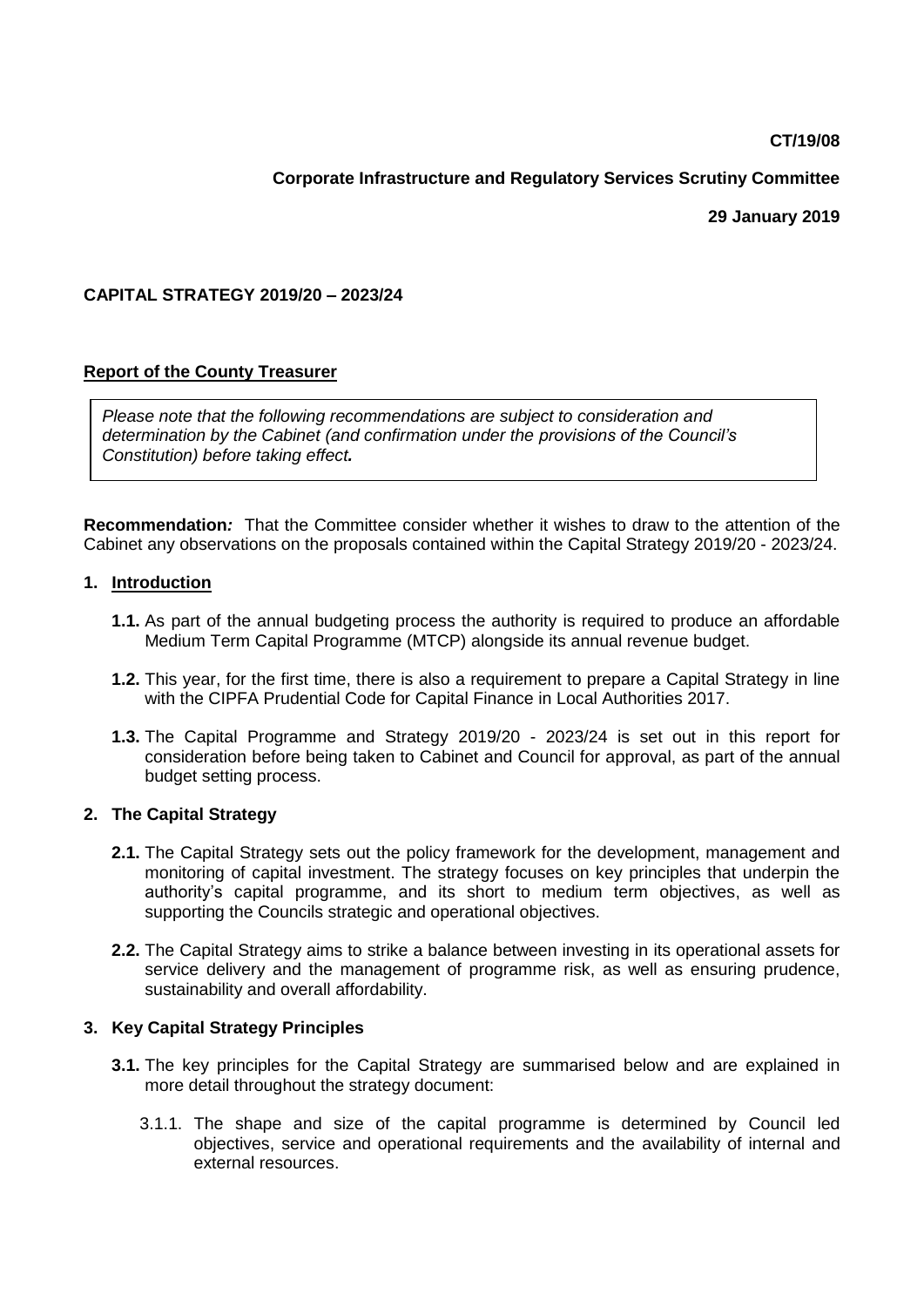**CT/19/08**

**Corporate Infrastructure and Regulatory Services Scrutiny Committee**

**29 January 2019**

## CAPITAL STRATEGY 2019/20 – 2023/24

**Report of the County Treasurer**

> *Please note that the following recommendations are subject to consideration and determination by the Cabinet (and confirmation under the provisions of the Council's Constitution) before taking effect.*

**Recommendation:** That the Committee consider whether it wishes to draw to the attention of the Cabinet any observations on the proposals contained within the Capital Strategy 2019/20 - 2023/24.

### 1. Introduction

**1.1.** As part of the annual budgeting process the authority is required to produce an affordable Medium Term Capital Programme (MTCP) alongside its annual revenue budget.

**1.2.** This year, for the first time, there is also a requirement to prepare a Capital Strategy in line with the CIPFA Prudential Code for Capital Finance in Local Authorities 2017.

**1.3.** The Capital Programme and Strategy 2019/20 - 2023/24 is set out in this report for consideration before being taken to Cabinet and Council for approval, as part of the annual budget setting process.

### 2. The Capital Strategy

**2.1.** The Capital Strategy sets out the policy framework for the development, management and monitoring of capital investment. The strategy focuses on key principles that underpin the authority's capital programme, and its short to medium term objectives, as well as supporting the Councils strategic and operational objectives.

**2.2.** The Capital Strategy aims to strike a balance between investing in its operational assets for service delivery and the management of programme risk, as well as ensuring prudence, sustainability and overall affordability.

### 3. Key Capital Strategy Principles

**3.1.** The key principles for the Capital Strategy are summarised below and are explained in more detail throughout the strategy document:

3.1.1. The shape and size of the capital programme is determined by Council led objectives, service and operational requirements and the availability of internal and external resources.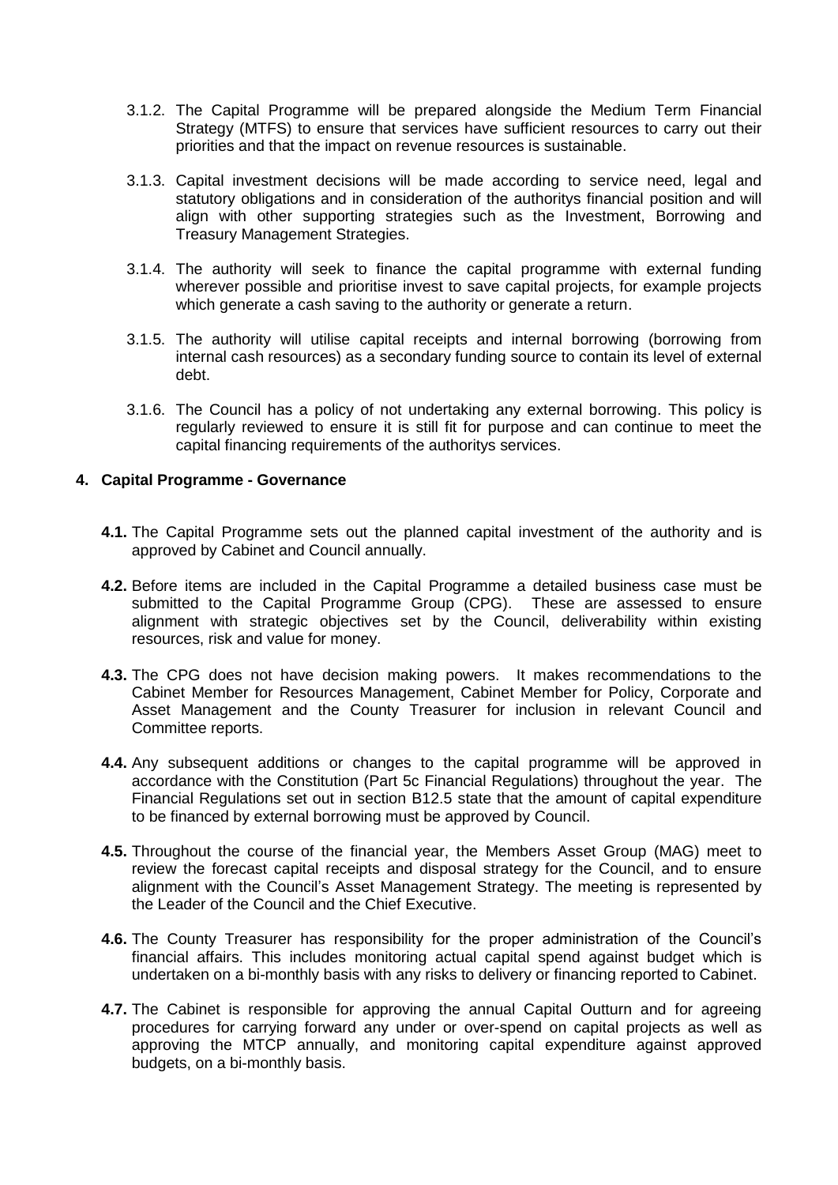3.1.2. The Capital Programme will be prepared alongside the Medium Term Financial Strategy (MTFS) to ensure that services have sufficient resources to carry out their priorities and that the impact on revenue resources is sustainable.

3.1.3. Capital investment decisions will be made according to service need, legal and statutory obligations and in consideration of the authoritys financial position and will align with other supporting strategies such as the Investment, Borrowing and Treasury Management Strategies.

3.1.4. The authority will seek to finance the capital programme with external funding wherever possible and prioritise invest to save capital projects, for example projects which generate a cash saving to the authority or generate a return.

3.1.5. The authority will utilise capital receipts and internal borrowing (borrowing from internal cash resources) as a secondary funding source to contain its level of external debt.

3.1.6. The Council has a policy of not undertaking any external borrowing. This policy is regularly reviewed to ensure it is still fit for purpose and can continue to meet the capital financing requirements of the authoritys services.

## 4. Capital Programme - Governance

**4.1.** The Capital Programme sets out the planned capital investment of the authority and is approved by Cabinet and Council annually.

**4.2.** Before items are included in the Capital Programme a detailed business case must be submitted to the Capital Programme Group (CPG). These are assessed to ensure alignment with strategic objectives set by the Council, deliverability within existing resources, risk and value for money.

**4.3.** The CPG does not have decision making powers. It makes recommendations to the Cabinet Member for Resources Management, Cabinet Member for Policy, Corporate and Asset Management and the County Treasurer for inclusion in relevant Council and Committee reports.

**4.4.** Any subsequent additions or changes to the capital programme will be approved in accordance with the Constitution (Part 5c Financial Regulations) throughout the year. The Financial Regulations set out in section B12.5 state that the amount of capital expenditure to be financed by external borrowing must be approved by Council.

**4.5.** Throughout the course of the financial year, the Members Asset Group (MAG) meet to review the forecast capital receipts and disposal strategy for the Council, and to ensure alignment with the Council's Asset Management Strategy. The meeting is represented by the Leader of the Council and the Chief Executive.

**4.6.** The County Treasurer has responsibility for the proper administration of the Council's financial affairs. This includes monitoring actual capital spend against budget which is undertaken on a bi-monthly basis with any risks to delivery or financing reported to Cabinet.

**4.7.** The Cabinet is responsible for approving the annual Capital Outturn and for agreeing procedures for carrying forward any under or over-spend on capital projects as well as approving the MTCP annually, and monitoring capital expenditure against approved budgets, on a bi-monthly basis.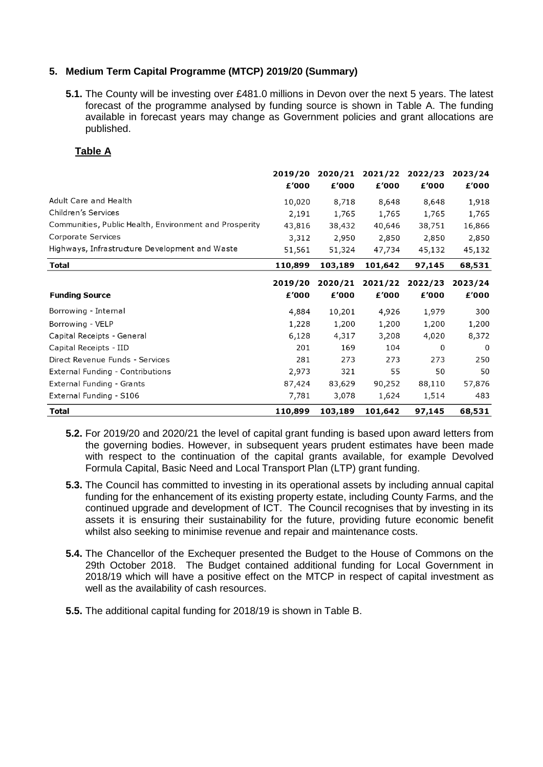### 5. Medium Term Capital Programme (MTCP) 2019/20 (Summary)

**5.1.** The County will be investing over £481.0 millions in Devon over the next 5 years. The latest forecast of the programme analysed by funding source is shown in Table A. The funding available in forecast years may change as Government policies and grant allocations are published.

**Table A**

| | 2019/20 £'000 | 2020/21 £'000 | 2021/22 £'000 | 2022/23 £'000 | 2023/24 £'000 |
|---|---|---|---|---|---|
| Adult Care and Health | 10,020 | 8,718 | 8,648 | 8,648 | 1,918 |
| Children's Services | 2,191 | 1,765 | 1,765 | 1,765 | 1,765 |
| Communities, Public Health, Environment and Prosperity | 43,816 | 38,432 | 40,646 | 38,751 | 16,866 |
| Corporate Services | 3,312 | 2,950 | 2,850 | 2,850 | 2,850 |
| Highways, Infrastructure Development and Waste | 51,561 | 51,324 | 47,734 | 45,132 | 45,132 |
| **Total** | **110,899** | **103,189** | **101,642** | **97,145** | **68,531** |

| Funding Source | 2019/20 £'000 | 2020/21 £'000 | 2021/22 £'000 | 2022/23 £'000 | 2023/24 £'000 |
|---|---|---|---|---|---|
| Borrowing - Internal | 4,884 | 10,201 | 4,926 | 1,979 | 300 |
| Borrowing - VELP | 1,228 | 1,200 | 1,200 | 1,200 | 1,200 |
| Capital Receipts - General | 6,128 | 4,317 | 3,208 | 4,020 | 8,372 |
| Capital Receipts - IID | 201 | 169 | 104 | 0 | 0 |
| Direct Revenue Funds - Services | 281 | 273 | 273 | 273 | 250 |
| External Funding - Contributions | 2,973 | 321 | 55 | 50 | 50 |
| External Funding - Grants | 87,424 | 83,629 | 90,252 | 88,110 | 57,876 |
| External Funding - S106 | 7,781 | 3,078 | 1,624 | 1,514 | 483 |
| **Total** | **110,899** | **103,189** | **101,642** | **97,145** | **68,531** |

**5.2.** For 2019/20 and 2020/21 the level of capital grant funding is based upon award letters from the governing bodies. However, in subsequent years prudent estimates have been made with respect to the continuation of the capital grants available, for example Devolved Formula Capital, Basic Need and Local Transport Plan (LTP) grant funding.

**5.3.** The Council has committed to investing in its operational assets by including annual capital funding for the enhancement of its existing property estate, including County Farms, and the continued upgrade and development of ICT. The Council recognises that by investing in its assets it is ensuring their sustainability for the future, providing future economic benefit whilst also seeking to minimise revenue and repair and maintenance costs.

**5.4.** The Chancellor of the Exchequer presented the Budget to the House of Commons on the 29th October 2018. The Budget contained additional funding for Local Government in 2018/19 which will have a positive effect on the MTCP in respect of capital investment as well as the availability of cash resources.

**5.5.** The additional capital funding for 2018/19 is shown in Table B.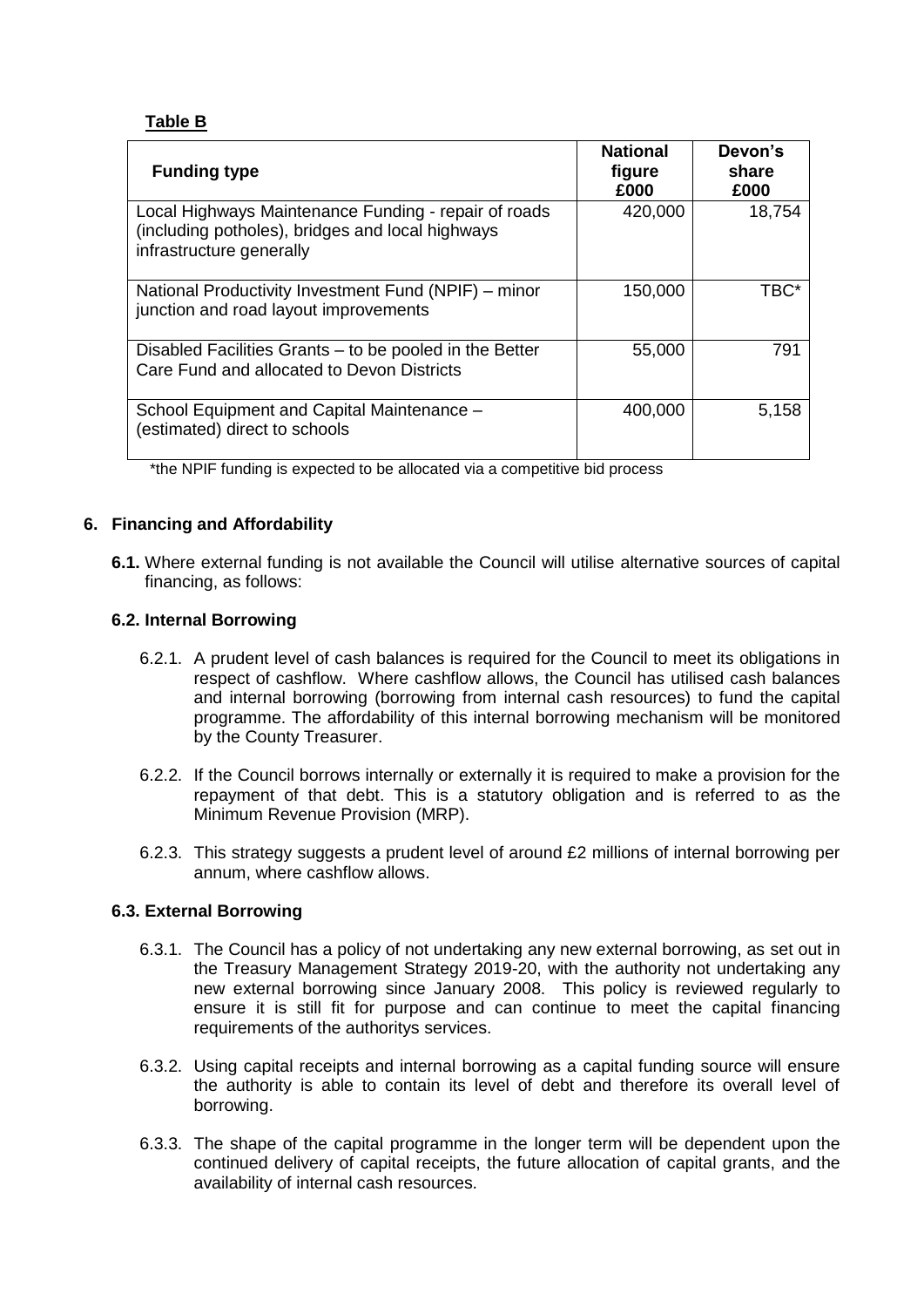**Table B**

| Funding type | National figure £000 | Devon's share £000 |
|---|---|---|
| Local Highways Maintenance Funding - repair of roads (including potholes), bridges and local highways infrastructure generally | 420,000 | 18,754 |
| National Productivity Investment Fund (NPIF) – minor junction and road layout improvements | 150,000 | TBC* |
| Disabled Facilities Grants – to be pooled in the Better Care Fund and allocated to Devon Districts | 55,000 | 791 |
| School Equipment and Capital Maintenance – (estimated) direct to schools | 400,000 | 5,158 |

*the NPIF funding is expected to be allocated via a competitive bid process

## 6. Financing and Affordability

**6.1.** Where external funding is not available the Council will utilise alternative sources of capital financing, as follows:

### 6.2. Internal Borrowing

6.2.1. A prudent level of cash balances is required for the Council to meet its obligations in respect of cashflow. Where cashflow allows, the Council has utilised cash balances and internal borrowing (borrowing from internal cash resources) to fund the capital programme. The affordability of this internal borrowing mechanism will be monitored by the County Treasurer.

6.2.2. If the Council borrows internally or externally it is required to make a provision for the repayment of that debt. This is a statutory obligation and is referred to as the Minimum Revenue Provision (MRP).

6.2.3. This strategy suggests a prudent level of around £2 millions of internal borrowing per annum, where cashflow allows.

### 6.3. External Borrowing

6.3.1. The Council has a policy of not undertaking any new external borrowing, as set out in the Treasury Management Strategy 2019-20, with the authority not undertaking any new external borrowing since January 2008. This policy is reviewed regularly to ensure it is still fit for purpose and can continue to meet the capital financing requirements of the authoritys services.

6.3.2. Using capital receipts and internal borrowing as a capital funding source will ensure the authority is able to contain its level of debt and therefore its overall level of borrowing.

6.3.3. The shape of the capital programme in the longer term will be dependent upon the continued delivery of capital receipts, the future allocation of capital grants, and the availability of internal cash resources.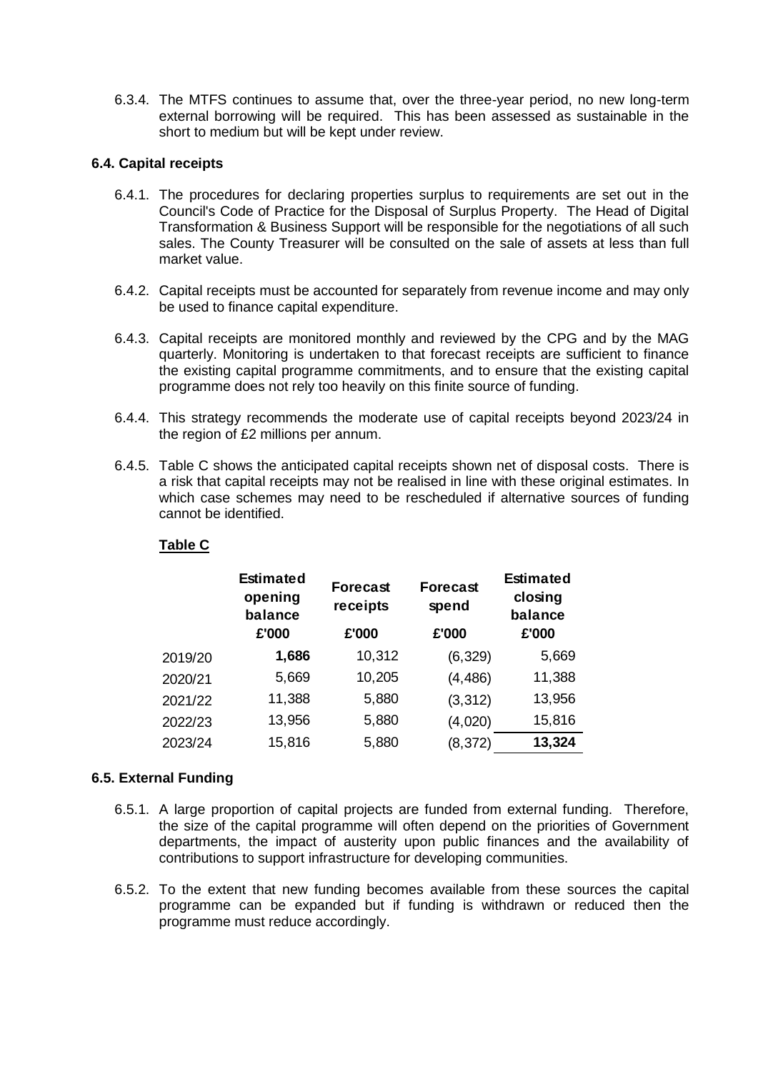6.3.4. The MTFS continues to assume that, over the three-year period, no new long-term external borrowing will be required. This has been assessed as sustainable in the short to medium but will be kept under review.

### 6.4. Capital receipts

6.4.1. The procedures for declaring properties surplus to requirements are set out in the Council's Code of Practice for the Disposal of Surplus Property. The Head of Digital Transformation & Business Support will be responsible for the negotiations of all such sales. The County Treasurer will be consulted on the sale of assets at less than full market value.

6.4.2. Capital receipts must be accounted for separately from revenue income and may only be used to finance capital expenditure.

6.4.3. Capital receipts are monitored monthly and reviewed by the CPG and by the MAG quarterly. Monitoring is undertaken to that forecast receipts are sufficient to finance the existing capital programme commitments, and to ensure that the existing capital programme does not rely too heavily on this finite source of funding.

6.4.4. This strategy recommends the moderate use of capital receipts beyond 2023/24 in the region of £2 millions per annum.

6.4.5. Table C shows the anticipated capital receipts shown net of disposal costs. There is a risk that capital receipts may not be realised in line with these original estimates. In which case schemes may need to be rescheduled if alternative sources of funding cannot be identified.

**Table C**

| | Estimated opening balance £'000 | Forecast receipts £'000 | Forecast spend £'000 | Estimated closing balance £'000 |
|---|---|---|---|---|
| 2019/20 | **1,686** | 10,312 | (6,329) | 5,669 |
| 2020/21 | 5,669 | 10,205 | (4,486) | 11,388 |
| 2021/22 | 11,388 | 5,880 | (3,312) | 13,956 |
| 2022/23 | 13,956 | 5,880 | (4,020) | 15,816 |
| 2023/24 | 15,816 | 5,880 | (8,372) | **13,324** |

### 6.5. External Funding

6.5.1. A large proportion of capital projects are funded from external funding. Therefore, the size of the capital programme will often depend on the priorities of Government departments, the impact of austerity upon public finances and the availability of contributions to support infrastructure for developing communities.

6.5.2. To the extent that new funding becomes available from these sources the capital programme can be expanded but if funding is withdrawn or reduced then the programme must reduce accordingly.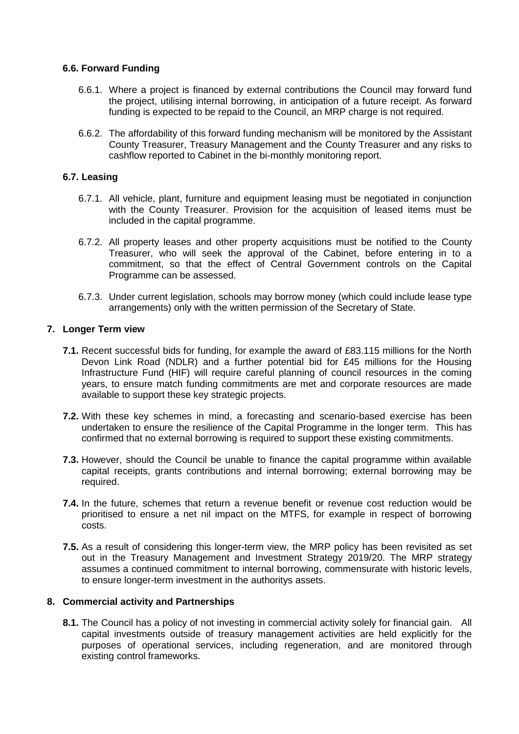### 6.6. Forward Funding

6.6.1. Where a project is financed by external contributions the Council may forward fund the project, utilising internal borrowing, in anticipation of a future receipt. As forward funding is expected to be repaid to the Council, an MRP charge is not required.

6.6.2. The affordability of this forward funding mechanism will be monitored by the Assistant County Treasurer, Treasury Management and the County Treasurer and any risks to cashflow reported to Cabinet in the bi-monthly monitoring report.

### 6.7. Leasing

6.7.1. All vehicle, plant, furniture and equipment leasing must be negotiated in conjunction with the County Treasurer. Provision for the acquisition of leased items must be included in the capital programme.

6.7.2. All property leases and other property acquisitions must be notified to the County Treasurer, who will seek the approval of the Cabinet, before entering in to a commitment, so that the effect of Central Government controls on the Capital Programme can be assessed.

6.7.3. Under current legislation, schools may borrow money (which could include lease type arrangements) only with the written permission of the Secretary of State.

## 7. Longer Term view

**7.1.** Recent successful bids for funding, for example the award of £83.115 millions for the North Devon Link Road (NDLR) and a further potential bid for £45 millions for the Housing Infrastructure Fund (HIF) will require careful planning of council resources in the coming years, to ensure match funding commitments are met and corporate resources are made available to support these key strategic projects.

**7.2.** With these key schemes in mind, a forecasting and scenario-based exercise has been undertaken to ensure the resilience of the Capital Programme in the longer term. This has confirmed that no external borrowing is required to support these existing commitments.

**7.3.** However, should the Council be unable to finance the capital programme within available capital receipts, grants contributions and internal borrowing; external borrowing may be required.

**7.4.** In the future, schemes that return a revenue benefit or revenue cost reduction would be prioritised to ensure a net nil impact on the MTFS, for example in respect of borrowing costs.

**7.5.** As a result of considering this longer-term view, the MRP policy has been revisited as set out in the Treasury Management and Investment Strategy 2019/20. The MRP strategy assumes a continued commitment to internal borrowing, commensurate with historic levels, to ensure longer-term investment in the authoritys assets.

## 8. Commercial activity and Partnerships

**8.1.** The Council has a policy of not investing in commercial activity solely for financial gain. All capital investments outside of treasury management activities are held explicitly for the purposes of operational services, including regeneration, and are monitored through existing control frameworks.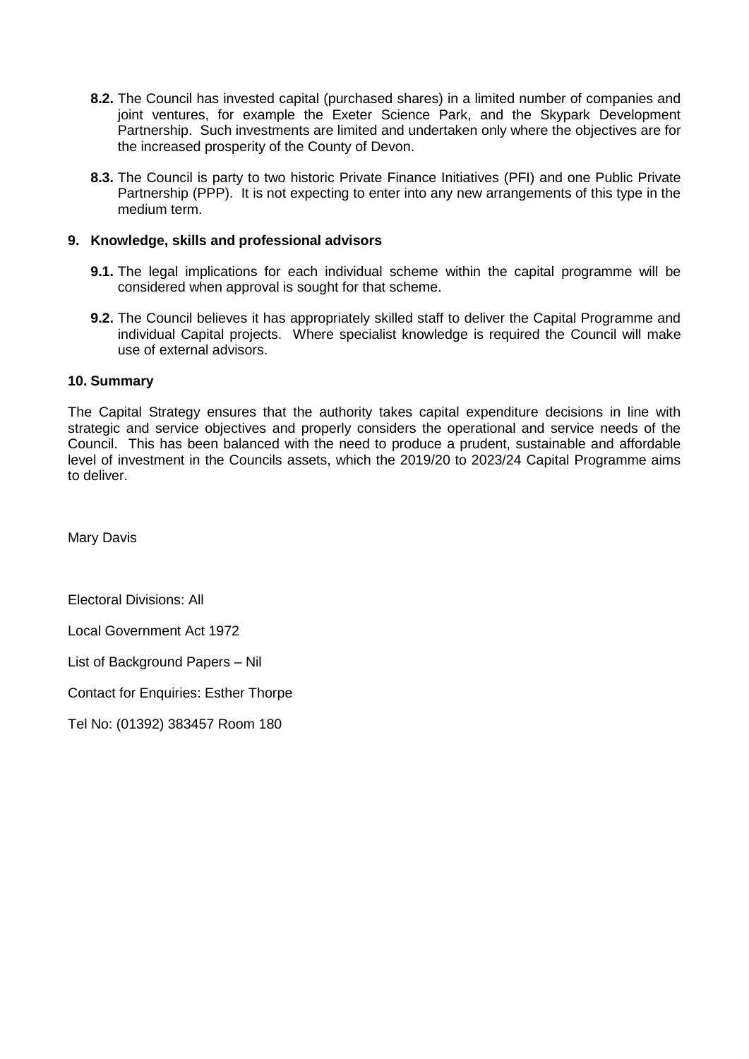**8.2.** The Council has invested capital (purchased shares) in a limited number of companies and joint ventures, for example the Exeter Science Park, and the Skypark Development Partnership. Such investments are limited and undertaken only where the objectives are for the increased prosperity of the County of Devon.

**8.3.** The Council is party to two historic Private Finance Initiatives (PFI) and one Public Private Partnership (PPP). It is not expecting to enter into any new arrangements of this type in the medium term.

### 9. Knowledge, skills and professional advisors

**9.1.** The legal implications for each individual scheme within the capital programme will be considered when approval is sought for that scheme.

**9.2.** The Council believes it has appropriately skilled staff to deliver the Capital Programme and individual Capital projects. Where specialist knowledge is required the Council will make use of external advisors.

### 10. Summary

The Capital Strategy ensures that the authority takes capital expenditure decisions in line with strategic and service objectives and properly considers the operational and service needs of the Council. This has been balanced with the need to produce a prudent, sustainable and affordable level of investment in the Councils assets, which the 2019/20 to 2023/24 Capital Programme aims to deliver.

Mary Davis

Electoral Divisions: All

Local Government Act 1972

List of Background Papers – Nil

Contact for Enquiries: Esther Thorpe

Tel No: (01392) 383457 Room 180